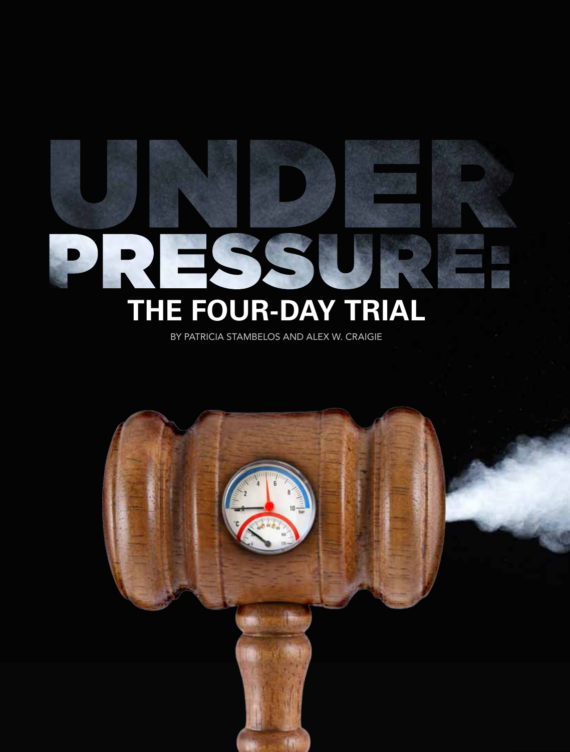# UNDER PRESSURE: THE FOUR-DAY TRIAL

BY PATRICIA STAMBELOS AND ALEX W. CRAIGIE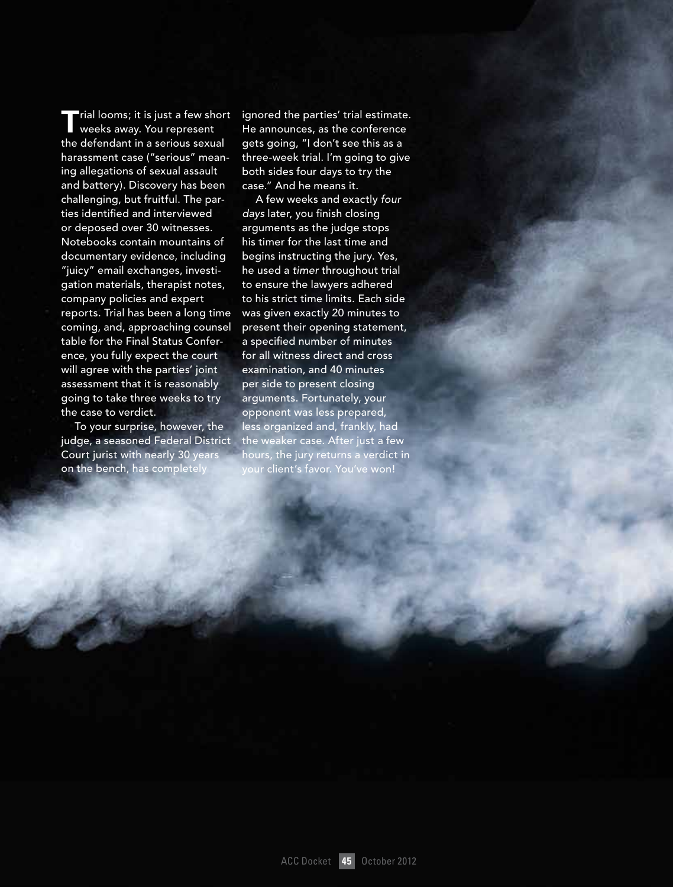Trial looms; it is just a few short weeks away. You represent the defendant in a serious sexual harassment case ("serious" meaning allegations of sexual assault and battery). Discovery has been challenging, but fruitful. The parties identified and interviewed or deposed over 30 witnesses. Notebooks contain mountains of documentary evidence, including "juicy" email exchanges, investigation materials, therapist notes, company policies and expert reports. Trial has been a long time coming, and, approaching counsel table for the Final Status Conference, you fully expect the court will agree with the parties' joint assessment that it is reasonably going to take three weeks to try the case to verdict.

To your surprise, however, the judge, a seasoned Federal District Court jurist with nearly 30 years on the bench, has completely ignored the parties' trial estimate. He announces, as the conference gets going, "I don't see this as a three-week trial. I'm going to give both sides four days to try the case." And he means it.

A few weeks and exactly *four days* later, you finish closing arguments as the judge stops his timer for the last time and begins instructing the jury. Yes, he used a *timer* throughout trial to ensure the lawyers adhered to his strict time limits. Each side was given exactly 20 minutes to present their opening statement, a specified number of minutes for all witness direct and cross examination, and 40 minutes per side to present closing arguments. Fortunately, your opponent was less prepared, less organized and, frankly, had the weaker case. After just a few hours, the jury returns a verdict in your client's favor. You've won!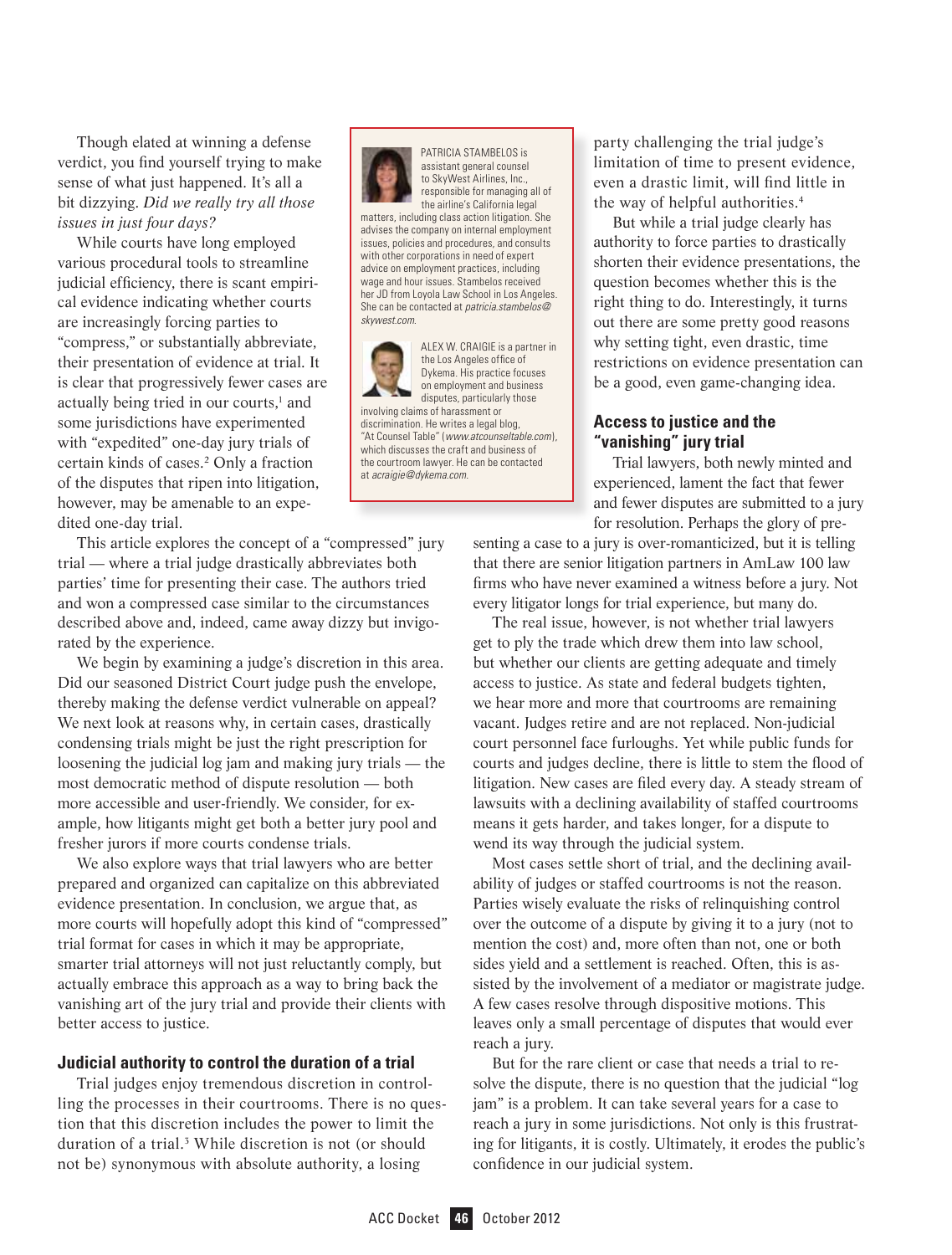Though elated at winning a defense verdict, you find yourself trying to make sense of what just happened. It's all a bit dizzying. *Did we really try all those issues in just four days?*

While courts have long employed various procedural tools to streamline judicial efficiency, there is scant empirical evidence indicating whether courts are increasingly forcing parties to "compress," or substantially abbreviate, their presentation of evidence at trial. It is clear that progressively fewer cases are actually being tried in our courts,[1] and some jurisdictions have experimented with "expedited" one-day jury trials of certain kinds of cases.[2] Only a fraction of the disputes that ripen into litigation, however, may be amenable to an expedited one-day trial.

This article explores the concept of a "compressed" jury trial — where a trial judge drastically abbreviates both parties' time for presenting their case. The authors tried and won a compressed case similar to the circumstances described above and, indeed, came away dizzy but invigorated by the experience.

We begin by examining a judge's discretion in this area. Did our seasoned District Court judge push the envelope, thereby making the defense verdict vulnerable on appeal? We next look at reasons why, in certain cases, drastically condensing trials might be just the right prescription for loosening the judicial log jam and making jury trials — the most democratic method of dispute resolution — both more accessible and user-friendly. We consider, for example, how litigants might get both a better jury pool and fresher jurors if more courts condense trials.

We also explore ways that trial lawyers who are better prepared and organized can capitalize on this abbreviated evidence presentation. In conclusion, we argue that, as more courts will hopefully adopt this kind of "compressed" trial format for cases in which it may be appropriate, smarter trial attorneys will not just reluctantly comply, but actually embrace this approach as a way to bring back the vanishing art of the jury trial and provide their clients with better access to justice.

> PATRICIA STAMBELOS is assistant general counsel to SkyWest Airlines, Inc., responsible for managing all of the airline's California legal matters, including class action litigation. She advises the company on internal employment issues, policies and procedures, and consults with other corporations in need of expert advice on employment practices, including wage and hour issues. Stambelos received her JD from Loyola Law School in Los Angeles. She can be contacted at *patricia.stambelos@skywest.com*.
>
> ALEX W. CRAIGIE is a partner in the Los Angeles office of Dykema. His practice focuses on employment and business disputes, particularly those involving claims of harassment or discrimination. He writes a legal blog, "At Counsel Table" (*www.atcounseltable.com*), which discusses the craft and business of the courtroom lawyer. He can be contacted at *acraigie@dykema.com*.

### Judicial authority to control the duration of a trial

Trial judges enjoy tremendous discretion in controlling the processes in their courtrooms. There is no question that this discretion includes the power to limit the duration of a trial.[3] While discretion is not (or should not be) synonymous with absolute authority, a losing party challenging the trial judge's limitation of time to present evidence, even a drastic limit, will find little in the way of helpful authorities.[4]

But while a trial judge clearly has authority to force parties to drastically shorten their evidence presentations, the question becomes whether this is the right thing to do. Interestingly, it turns out there are some pretty good reasons why setting tight, even drastic, time restrictions on evidence presentation can be a good, even game-changing idea.

### Access to justice and the "vanishing" jury trial

Trial lawyers, both newly minted and experienced, lament the fact that fewer and fewer disputes are submitted to a jury for resolution. Perhaps the glory of presenting a case to a jury is over-romanticized, but it is telling that there are senior litigation partners in AmLaw 100 law firms who have never examined a witness before a jury. Not every litigator longs for trial experience, but many do.

The real issue, however, is not whether trial lawyers get to ply the trade which drew them into law school, but whether our clients are getting adequate and timely access to justice. As state and federal budgets tighten, we hear more and more that courtrooms are remaining vacant. Judges retire and are not replaced. Non-judicial court personnel face furloughs. Yet while public funds for courts and judges decline, there is little to stem the flood of litigation. New cases are filed every day. A steady stream of lawsuits with a declining availability of staffed courtrooms means it gets harder, and takes longer, for a dispute to wend its way through the judicial system.

Most cases settle short of trial, and the declining availability of judges or staffed courtrooms is not the reason. Parties wisely evaluate the risks of relinquishing control over the outcome of a dispute by giving it to a jury (not to mention the cost) and, more often than not, one or both sides yield and a settlement is reached. Often, this is assisted by the involvement of a mediator or magistrate judge. A few cases resolve through dispositive motions. This leaves only a small percentage of disputes that would ever reach a jury.

But for the rare client or case that needs a trial to resolve the dispute, there is no question that the judicial "log jam" is a problem. It can take several years for a case to reach a jury in some jurisdictions. Not only is this frustrating for litigants, it is costly. Ultimately, it erodes the public's confidence in our judicial system.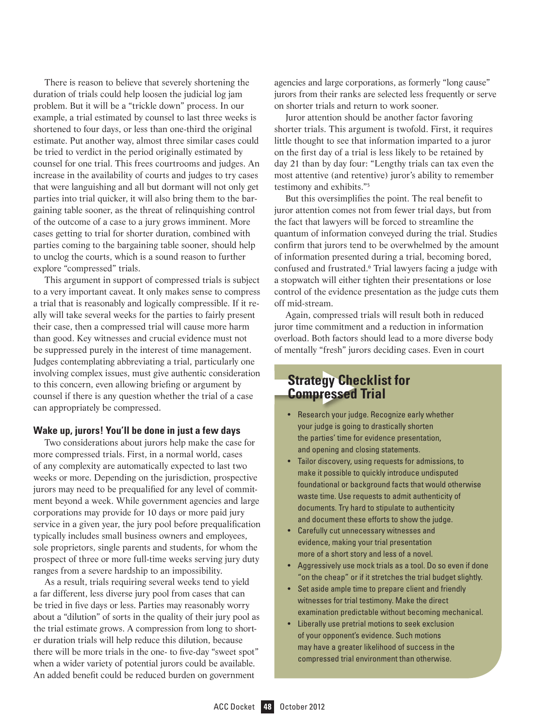There is reason to believe that severely shortening the duration of trials could help loosen the judicial log jam problem. But it will be a "trickle down" process. In our example, a trial estimated by counsel to last three weeks is shortened to four days, or less than one-third the original estimate. Put another way, almost three similar cases could be tried to verdict in the period originally estimated by counsel for one trial. This frees courtrooms and judges. An increase in the availability of courts and judges to try cases that were languishing and all but dormant will not only get parties into trial quicker, it will also bring them to the bargaining table sooner, as the threat of relinquishing control of the outcome of a case to a jury grows imminent. More cases getting to trial for shorter duration, combined with parties coming to the bargaining table sooner, should help to unclog the courts, which is a sound reason to further explore "compressed" trials.

This argument in support of compressed trials is subject to a very important caveat. It only makes sense to compress a trial that is reasonably and logically compressible. If it really will take several weeks for the parties to fairly present their case, then a compressed trial will cause more harm than good. Key witnesses and crucial evidence must not be suppressed purely in the interest of time management. Judges contemplating abbreviating a trial, particularly one involving complex issues, must give authentic consideration to this concern, even allowing briefing or argument by counsel if there is any question whether the trial of a case can appropriately be compressed.

### Wake up, jurors! You'll be done in just a few days

Two considerations about jurors help make the case for more compressed trials. First, in a normal world, cases of any complexity are automatically expected to last two weeks or more. Depending on the jurisdiction, prospective jurors may need to be prequalified for any level of commitment beyond a week. While government agencies and large corporations may provide for 10 days or more paid jury service in a given year, the jury pool before prequalification typically includes small business owners and employees, sole proprietors, single parents and students, for whom the prospect of three or more full-time weeks serving jury duty ranges from a severe hardship to an impossibility.

As a result, trials requiring several weeks tend to yield a far different, less diverse jury pool from cases that can be tried in five days or less. Parties may reasonably worry about a "dilution" of sorts in the quality of their jury pool as the trial estimate grows. A compression from long to shorter duration trials will help reduce this dilution, because there will be more trials in the one- to five-day "sweet spot" when a wider variety of potential jurors could be available. An added benefit could be reduced burden on government agencies and large corporations, as formerly "long cause" jurors from their ranks are selected less frequently or serve on shorter trials and return to work sooner.

Juror attention should be another factor favoring shorter trials. This argument is twofold. First, it requires little thought to see that information imparted to a juror on the first day of a trial is less likely to be retained by day 21 than by day four: "Lengthy trials can tax even the most attentive (and retentive) juror's ability to remember testimony and exhibits."[5]

But this oversimplifies the point. The real benefit to juror attention comes not from fewer trial days, but from the fact that lawyers will be forced to streamline the quantum of information conveyed during the trial. Studies confirm that jurors tend to be overwhelmed by the amount of information presented during a trial, becoming bored, confused and frustrated.[6] Trial lawyers facing a judge with a stopwatch will either tighten their presentations or lose control of the evidence presentation as the judge cuts them off mid-stream.

Again, compressed trials will result both in reduced juror time commitment and a reduction in information overload. Both factors should lead to a more diverse body of mentally "fresh" jurors deciding cases. Even in court

## Strategy Checklist for Compressed Trial

- Research your judge. Recognize early whether your judge is going to drastically shorten the parties' time for evidence presentation, and opening and closing statements.
- Tailor discovery, using requests for admissions, to make it possible to quickly introduce undisputed foundational or background facts that would otherwise waste time. Use requests to admit authenticity of documents. Try hard to stipulate to authenticity and document these efforts to show the judge.
- Carefully cut unnecessary witnesses and evidence, making your trial presentation more of a short story and less of a novel.
- Aggressively use mock trials as a tool. Do so even if done "on the cheap" or if it stretches the trial budget slightly.
- Set aside ample time to prepare client and friendly witnesses for trial testimony. Make the direct examination predictable without becoming mechanical.
- Liberally use pretrial motions to seek exclusion of your opponent's evidence. Such motions may have a greater likelihood of success in the compressed trial environment than otherwise.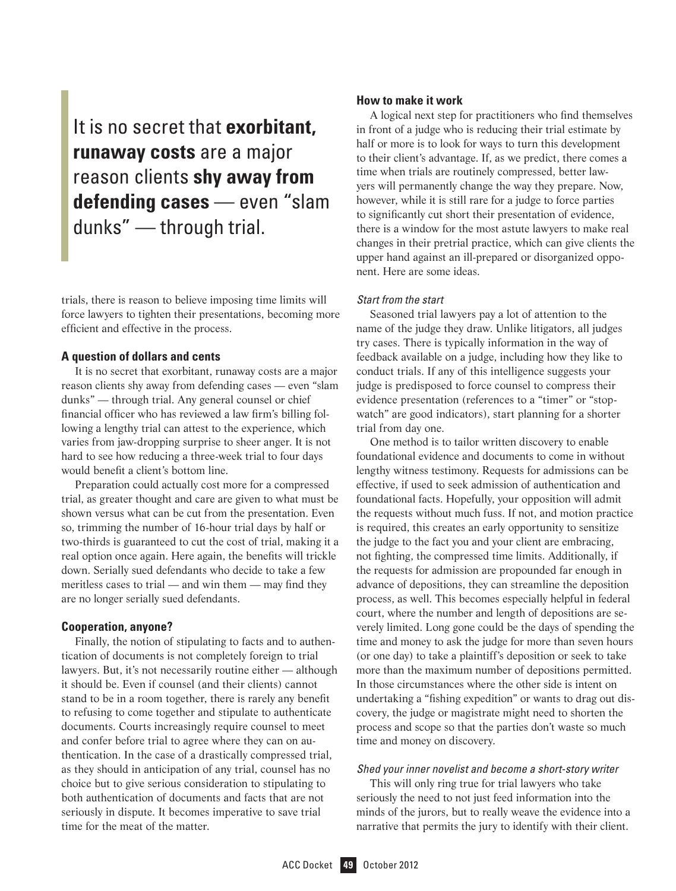> It is no secret that **exorbitant, runaway costs** are a major reason clients **shy away from defending cases** — even "slam dunks" — through trial.

trials, there is reason to believe imposing time limits will force lawyers to tighten their presentations, becoming more efficient and effective in the process.

### A question of dollars and cents

It is no secret that exorbitant, runaway costs are a major reason clients shy away from defending cases — even "slam dunks" — through trial. Any general counsel or chief financial officer who has reviewed a law firm's billing following a lengthy trial can attest to the experience, which varies from jaw-dropping surprise to sheer anger. It is not hard to see how reducing a three-week trial to four days would benefit a client's bottom line.

Preparation could actually cost more for a compressed trial, as greater thought and care are given to what must be shown versus what can be cut from the presentation. Even so, trimming the number of 16-hour trial days by half or two-thirds is guaranteed to cut the cost of trial, making it a real option once again. Here again, the benefits will trickle down. Serially sued defendants who decide to take a few meritless cases to trial — and win them — may find they are no longer serially sued defendants.

### Cooperation, anyone?

Finally, the notion of stipulating to facts and to authentication of documents is not completely foreign to trial lawyers. But, it's not necessarily routine either — although it should be. Even if counsel (and their clients) cannot stand to be in a room together, there is rarely any benefit to refusing to come together and stipulate to authenticate documents. Courts increasingly require counsel to meet and confer before trial to agree where they can on authentication. In the case of a drastically compressed trial, as they should in anticipation of any trial, counsel has no choice but to give serious consideration to stipulating to both authentication of documents and facts that are not seriously in dispute. It becomes imperative to save trial time for the meat of the matter.

### How to make it work

A logical next step for practitioners who find themselves in front of a judge who is reducing their trial estimate by half or more is to look for ways to turn this development to their client's advantage. If, as we predict, there comes a time when trials are routinely compressed, better lawyers will permanently change the way they prepare. Now, however, while it is still rare for a judge to force parties to significantly cut short their presentation of evidence, there is a window for the most astute lawyers to make real changes in their pretrial practice, which can give clients the upper hand against an ill-prepared or disorganized opponent. Here are some ideas.

*Start from the start*

Seasoned trial lawyers pay a lot of attention to the name of the judge they draw. Unlike litigators, all judges try cases. There is typically information in the way of feedback available on a judge, including how they like to conduct trials. If any of this intelligence suggests your judge is predisposed to force counsel to compress their evidence presentation (references to a "timer" or "stopwatch" are good indicators), start planning for a shorter trial from day one.

One method is to tailor written discovery to enable foundational evidence and documents to come in without lengthy witness testimony. Requests for admissions can be effective, if used to seek admission of authentication and foundational facts. Hopefully, your opposition will admit the requests without much fuss. If not, and motion practice is required, this creates an early opportunity to sensitize the judge to the fact you and your client are embracing, not fighting, the compressed time limits. Additionally, if the requests for admission are propounded far enough in advance of depositions, they can streamline the deposition process, as well. This becomes especially helpful in federal court, where the number and length of depositions are severely limited. Long gone could be the days of spending the time and money to ask the judge for more than seven hours (or one day) to take a plaintiff's deposition or seek to take more than the maximum number of depositions permitted. In those circumstances where the other side is intent on undertaking a "fishing expedition" or wants to drag out discovery, the judge or magistrate might need to shorten the process and scope so that the parties don't waste so much time and money on discovery.

*Shed your inner novelist and become a short-story writer*

This will only ring true for trial lawyers who take seriously the need to not just feed information into the minds of the jurors, but to really weave the evidence into a narrative that permits the jury to identify with their client.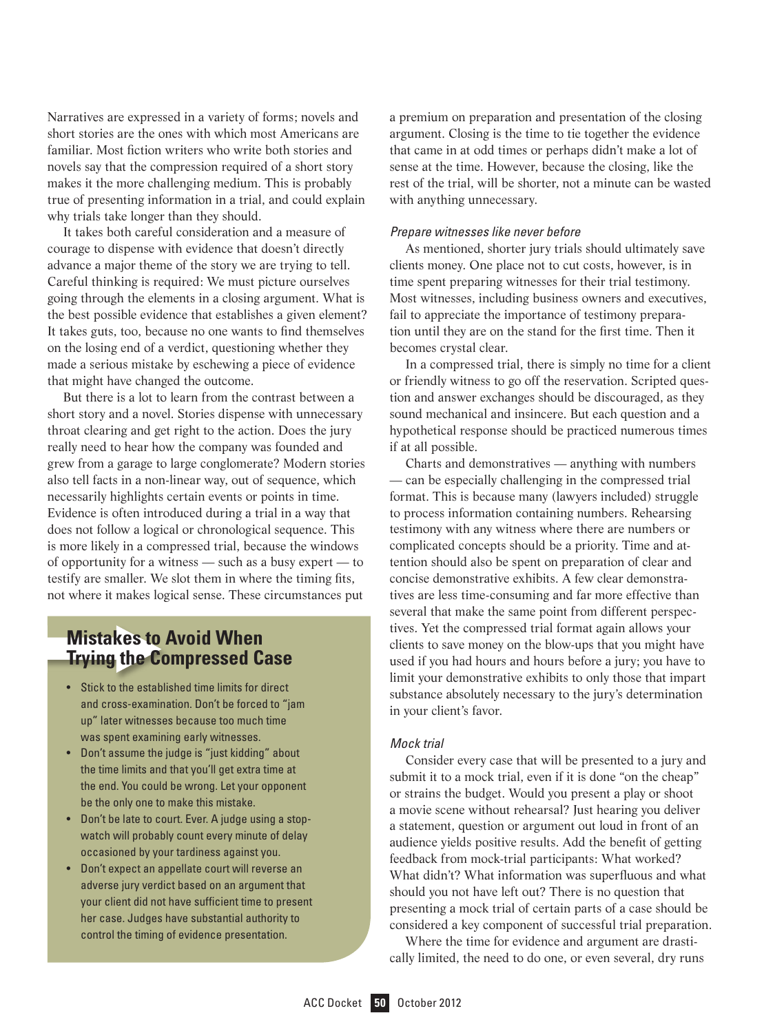Narratives are expressed in a variety of forms; novels and short stories are the ones with which most Americans are familiar. Most fiction writers who write both stories and novels say that the compression required of a short story makes it the more challenging medium. This is probably true of presenting information in a trial, and could explain why trials take longer than they should.

It takes both careful consideration and a measure of courage to dispense with evidence that doesn't directly advance a major theme of the story we are trying to tell. Careful thinking is required: We must picture ourselves going through the elements in a closing argument. What is the best possible evidence that establishes a given element? It takes guts, too, because no one wants to find themselves on the losing end of a verdict, questioning whether they made a serious mistake by eschewing a piece of evidence that might have changed the outcome.

But there is a lot to learn from the contrast between a short story and a novel. Stories dispense with unnecessary throat clearing and get right to the action. Does the jury really need to hear how the company was founded and grew from a garage to large conglomerate? Modern stories also tell facts in a non-linear way, out of sequence, which necessarily highlights certain events or points in time. Evidence is often introduced during a trial in a way that does not follow a logical or chronological sequence. This is more likely in a compressed trial, because the windows of opportunity for a witness — such as a busy expert — to testify are smaller. We slot them in where the timing fits, not where it makes logical sense. These circumstances put a premium on preparation and presentation of the closing argument. Closing is the time to tie together the evidence that came in at odd times or perhaps didn't make a lot of sense at the time. However, because the closing, like the rest of the trial, will be shorter, not a minute can be wasted with anything unnecessary.

## Mistakes to Avoid When Trying the Compressed Case

- Stick to the established time limits for direct and cross-examination. Don't be forced to "jam up" later witnesses because too much time was spent examining early witnesses.
- Don't assume the judge is "just kidding" about the time limits and that you'll get extra time at the end. You could be wrong. Let your opponent be the only one to make this mistake.
- Don't be late to court. Ever. A judge using a stopwatch will probably count every minute of delay occasioned by your tardiness against you.
- Don't expect an appellate court will reverse an adverse jury verdict based on an argument that your client did not have sufficient time to present her case. Judges have substantial authority to control the timing of evidence presentation.

### *Prepare witnesses like never before*

As mentioned, shorter jury trials should ultimately save clients money. One place not to cut costs, however, is in time spent preparing witnesses for their trial testimony. Most witnesses, including business owners and executives, fail to appreciate the importance of testimony preparation until they are on the stand for the first time. Then it becomes crystal clear.

In a compressed trial, there is simply no time for a client or friendly witness to go off the reservation. Scripted question and answer exchanges should be discouraged, as they sound mechanical and insincere. But each question and a hypothetical response should be practiced numerous times if at all possible.

Charts and demonstratives — anything with numbers — can be especially challenging in the compressed trial format. This is because many (lawyers included) struggle to process information containing numbers. Rehearsing testimony with any witness where there are numbers or complicated concepts should be a priority. Time and attention should also be spent on preparation of clear and concise demonstrative exhibits. A few clear demonstratives are less time-consuming and far more effective than several that make the same point from different perspectives. Yet the compressed trial format again allows your clients to save money on the blow-ups that you might have used if you had hours and hours before a jury; you have to limit your demonstrative exhibits to only those that impart substance absolutely necessary to the jury's determination in your client's favor.

### *Mock trial*

Consider every case that will be presented to a jury and submit it to a mock trial, even if it is done "on the cheap" or strains the budget. Would you present a play or shoot a movie scene without rehearsal? Just hearing you deliver a statement, question or argument out loud in front of an audience yields positive results. Add the benefit of getting feedback from mock-trial participants: What worked? What didn't? What information was superfluous and what should you not have left out? There is no question that presenting a mock trial of certain parts of a case should be considered a key component of successful trial preparation.

Where the time for evidence and argument are drastically limited, the need to do one, or even several, dry runs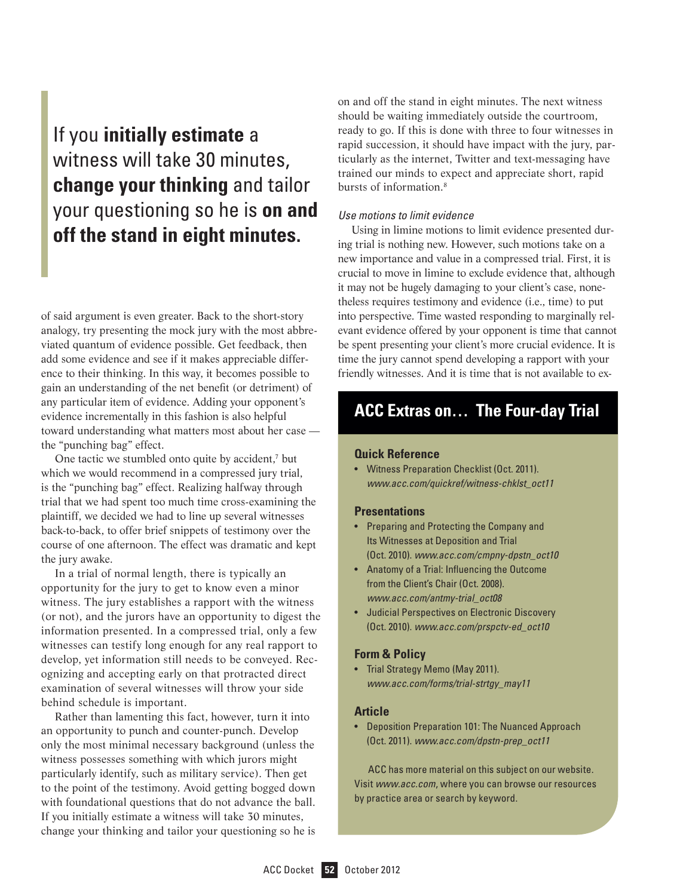> If you **initially estimate** a witness will take 30 minutes, **change your thinking** and tailor your questioning so he is **on and off the stand in eight minutes.**

of said argument is even greater. Back to the short-story analogy, try presenting the mock jury with the most abbreviated quantum of evidence possible. Get feedback, then add some evidence and see if it makes appreciable difference to their thinking. In this way, it becomes possible to gain an understanding of the net benefit (or detriment) of any particular item of evidence. Adding your opponent's evidence incrementally in this fashion is also helpful toward understanding what matters most about her case — the "punching bag" effect.

One tactic we stumbled onto quite by accident,[7] but which we would recommend in a compressed jury trial, is the "punching bag" effect. Realizing halfway through trial that we had spent too much time cross-examining the plaintiff, we decided we had to line up several witnesses back-to-back, to offer brief snippets of testimony over the course of one afternoon. The effect was dramatic and kept the jury awake.

In a trial of normal length, there is typically an opportunity for the jury to get to know even a minor witness. The jury establishes a rapport with the witness (or not), and the jurors have an opportunity to digest the information presented. In a compressed trial, only a few witnesses can testify long enough for any real rapport to develop, yet information still needs to be conveyed. Recognizing and accepting early on that protracted direct examination of several witnesses will throw your side behind schedule is important.

Rather than lamenting this fact, however, turn it into an opportunity to punch and counter-punch. Develop only the most minimal necessary background (unless the witness possesses something with which jurors might particularly identify, such as military service). Then get to the point of the testimony. Avoid getting bogged down with foundational questions that do not advance the ball. If you initially estimate a witness will take 30 minutes, change your thinking and tailor your questioning so he is on and off the stand in eight minutes. The next witness should be waiting immediately outside the courtroom, ready to go. If this is done with three to four witnesses in rapid succession, it should have impact with the jury, particularly as the internet, Twitter and text-messaging have trained our minds to expect and appreciate short, rapid bursts of information.[8]

*Use motions to limit evidence*

Using in limine motions to limit evidence presented during trial is nothing new. However, such motions take on a new importance and value in a compressed trial. First, it is crucial to move in limine to exclude evidence that, although it may not be hugely damaging to your client's case, nonetheless requires testimony and evidence (i.e., time) to put into perspective. Time wasted responding to marginally relevant evidence offered by your opponent is time that cannot be spent presenting your client's more crucial evidence. It is time the jury cannot spend developing a rapport with your friendly witnesses. And it is time that is not available to ex-

## ACC Extras on… The Four-day Trial

### Quick Reference

- Witness Preparation Checklist (Oct. 2011). *www.acc.com/quickref/witness-chklst_oct11*

### Presentations

- Preparing and Protecting the Company and Its Witnesses at Deposition and Trial (Oct. 2010). *www.acc.com/cmpny-dpstn_oct10*
- Anatomy of a Trial: Influencing the Outcome from the Client's Chair (Oct. 2008). *www.acc.com/antmy-trial_oct08*
- Judicial Perspectives on Electronic Discovery (Oct. 2010). *www.acc.com/prspctv-ed_oct10*

### Form & Policy

- Trial Strategy Memo (May 2011). *www.acc.com/forms/trial-strtgy_may11*

### Article

- Deposition Preparation 101: The Nuanced Approach (Oct. 2011). *www.acc.com/dpstn-prep_oct11*

ACC has more material on this subject on our website. Visit *www.acc.com*, where you can browse our resources by practice area or search by keyword.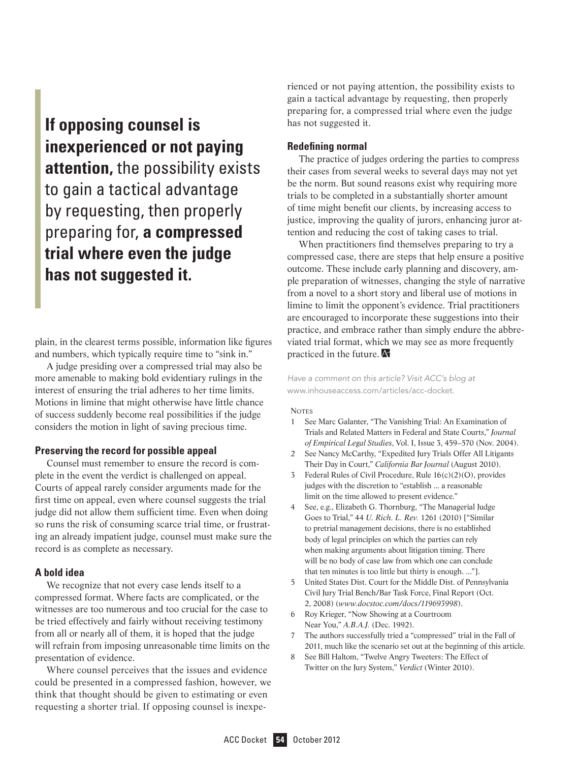> **If opposing counsel is inexperienced or not paying attention,** the possibility exists to gain a tactical advantage by requesting, then properly preparing for, **a compressed trial where even the judge has not suggested it.**

plain, in the clearest terms possible, information like figures and numbers, which typically require time to "sink in."

A judge presiding over a compressed trial may also be more amenable to making bold evidentiary rulings in the interest of ensuring the trial adheres to her time limits. Motions in limine that might otherwise have little chance of success suddenly become real possibilities if the judge considers the motion in light of saving precious time.

### Preserving the record for possible appeal

Counsel must remember to ensure the record is complete in the event the verdict is challenged on appeal. Courts of appeal rarely consider arguments made for the first time on appeal, even where counsel suggests the trial judge did not allow them sufficient time. Even when doing so runs the risk of consuming scarce trial time, or frustrating an already impatient judge, counsel must make sure the record is as complete as necessary.

### A bold idea

We recognize that not every case lends itself to a compressed format. Where facts are complicated, or the witnesses are too numerous and too crucial for the case to be tried effectively and fairly without receiving testimony from all or nearly all of them, it is hoped that the judge will refrain from imposing unreasonable time limits on the presentation of evidence.

Where counsel perceives that the issues and evidence could be presented in a compressed fashion, however, we think that thought should be given to estimating or even requesting a shorter trial. If opposing counsel is inexperienced or not paying attention, the possibility exists to gain a tactical advantage by requesting, then properly preparing for, a compressed trial where even the judge has not suggested it.

### Redefining normal

The practice of judges ordering the parties to compress their cases from several weeks to several days may not yet be the norm. But sound reasons exist why requiring more trials to be completed in a substantially shorter amount of time might benefit our clients, by increasing access to justice, improving the quality of jurors, enhancing juror attention and reducing the cost of taking cases to trial.

When practitioners find themselves preparing to try a compressed case, there are steps that help ensure a positive outcome. These include early planning and discovery, ample preparation of witnesses, changing the style of narrative from a novel to a short story and liberal use of motions in limine to limit the opponent's evidence. Trial practitioners are encouraged to incorporate these suggestions into their practice, and embrace rather than simply endure the abbreviated trial format, which we may see as more frequently practiced in the future.

*Have a comment on this article? Visit ACC's blog at www.inhouseaccess.com/articles/acc-docket.*

NOTES

1. See Marc Galanter, "The Vanishing Trial: An Examination of Trials and Related Matters in Federal and State Courts," *Journal of Empirical Legal Studies*, Vol. I, Issue 3, 459–570 (Nov. 2004).
2. See Nancy McCarthy, "Expedited Jury Trials Offer All Litigants Their Day in Court," *California Bar Journal* (August 2010).
3. Federal Rules of Civil Procedure, Rule 16(c)(2)(O), provides judges with the discretion to "establish ... a reasonable limit on the time allowed to present evidence."
4. See, e.g., Elizabeth G. Thornburg, "The Managerial Judge Goes to Trial," 44 *U. Rich. L. Rev.* 1261 (2010) ["Similar to pretrial management decisions, there is no established body of legal principles on which the parties can rely when making arguments about litigation timing. There will be no body of case law from which one can conclude that ten minutes is too little but thirty is enough. ..."].
5. United States Dist. Court for the Middle Dist. of Pennsylvania Civil Jury Trial Bench/Bar Task Force, Final Report (Oct. 2, 2008) (*www.docstoc.com/docs/119693998*).
6. Roy Krieger, "Now Showing at a Courtroom Near You," *A.B.A.J.* (Dec. 1992).
7. The authors successfully tried a "compressed" trial in the Fall of 2011, much like the scenario set out at the beginning of this article.
8. See Bill Haltom, "Twelve Angry Tweeters: The Effect of Twitter on the Jury System," *Verdict* (Winter 2010).